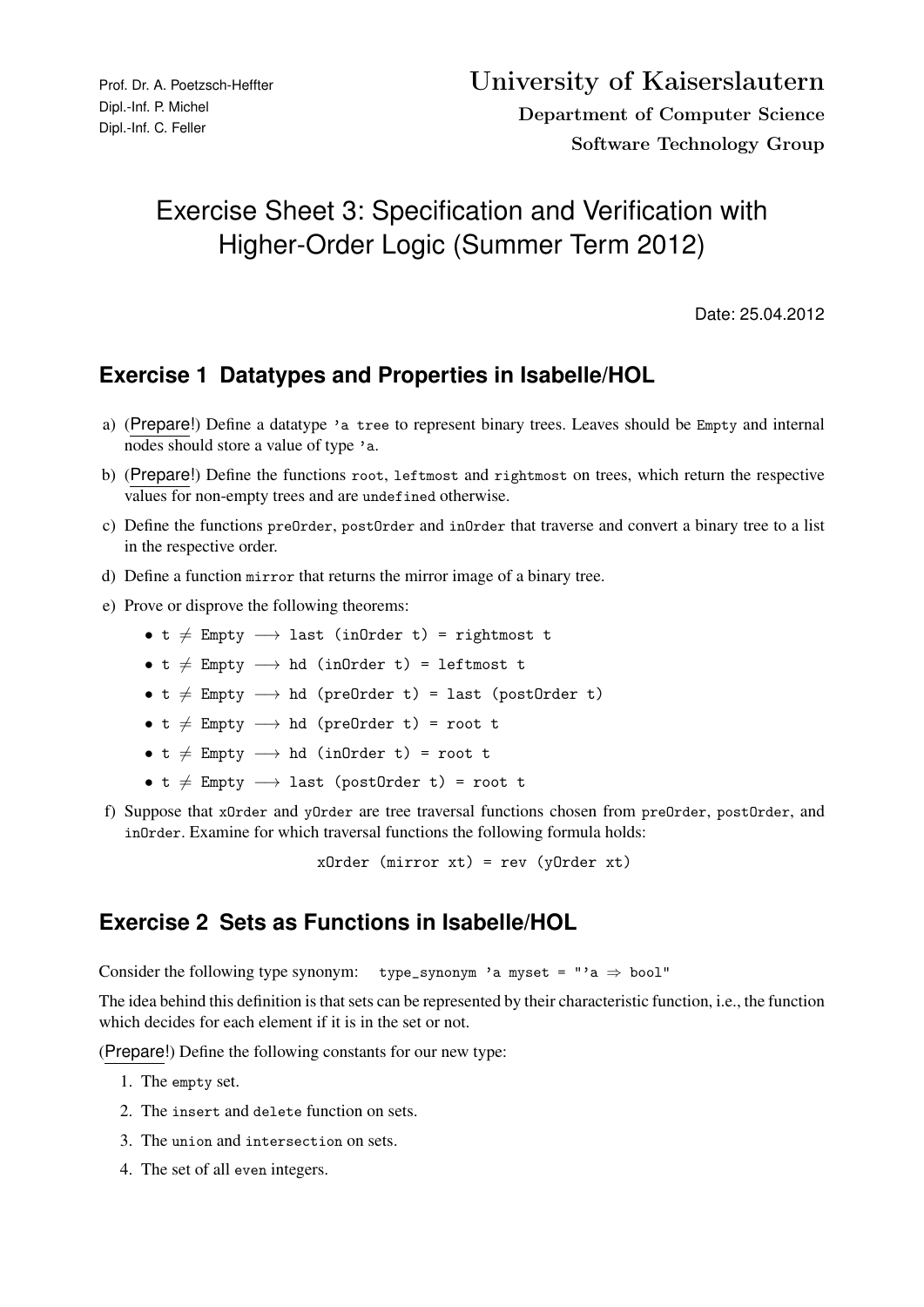Prof. Dr. A. Poetzsch-Heffter
Dipl.-Inf. P. Michel
Dipl.-Inf. C. Feller

**University of Kaiserslautern**
**Department of Computer Science**
**Software Technology Group**

# Exercise Sheet 3: Specification and Verification with Higher-Order Logic (Summer Term 2012)

Date: 25.04.2012

## Exercise 1 Datatypes and Properties in Isabelle/HOL

a) (Prepare!) Define a datatype `'a tree` to represent binary trees. Leaves should be `Empty` and internal nodes should store a value of type `'a`.

b) (Prepare!) Define the functions `root`, `leftmost` and `rightmost` on trees, which return the respective values for non-empty trees and are `undefined` otherwise.

c) Define the functions `preOrder`, `postOrder` and `inOrder` that traverse and convert a binary tree to a list in the respective order.

d) Define a function `mirror` that returns the mirror image of a binary tree.

e) Prove or disprove the following theorems:

- `t ≠ Empty ⟶ last (inOrder t) = rightmost t`
- `t ≠ Empty ⟶ hd (inOrder t) = leftmost t`
- `t ≠ Empty ⟶ hd (preOrder t) = last (postOrder t)`
- `t ≠ Empty ⟶ hd (preOrder t) = root t`
- `t ≠ Empty ⟶ hd (inOrder t) = root t`
- `t ≠ Empty ⟶ last (postOrder t) = root t`

f) Suppose that `xOrder` and `yOrder` are tree traversal functions chosen from `preOrder`, `postOrder`, and `inOrder`. Examine for which traversal functions the following formula holds:

```
xOrder (mirror xt) = rev (yOrder xt)
```

## Exercise 2 Sets as Functions in Isabelle/HOL

Consider the following type synonym: `type_synonym 'a myset = "'a ⇒ bool"`

The idea behind this definition is that sets can be represented by their characteristic function, i.e., the function which decides for each element if it is in the set or not.

(Prepare!) Define the following constants for our new type:

1. The `empty` set.
2. The `insert` and `delete` function on sets.
3. The `union` and `intersection` on sets.
4. The set of all `even` integers.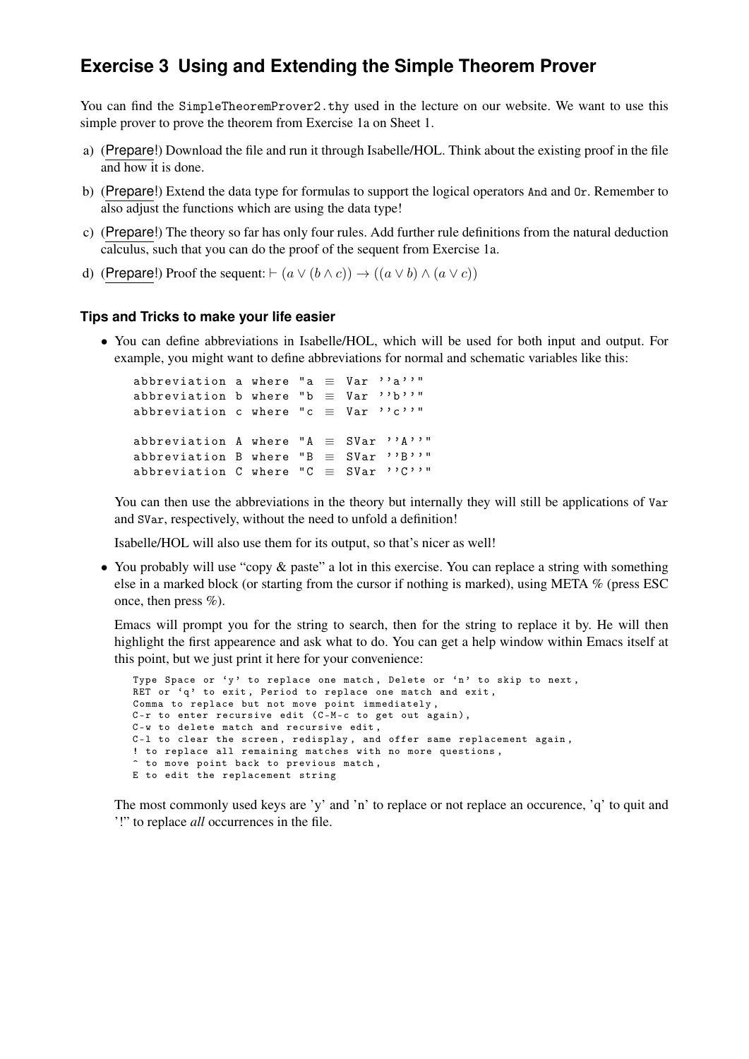## Exercise 3 Using and Extending the Simple Theorem Prover

You can find the SimpleTheoremProver2.thy used in the lecture on our website. We want to use this simple prover to prove the theorem from Exercise 1a on Sheet 1.

a) (Prepare!) Download the file and run it through Isabelle/HOL. Think about the existing proof in the file and how it is done.

b) (Prepare!) Extend the data type for formulas to support the logical operators `And` and `Or`. Remember to also adjust the functions which are using the data type!

c) (Prepare!) The theory so far has only four rules. Add further rule definitions from the natural deduction calculus, such that you can do the proof of the sequent from Exercise 1a.

d) (Prepare!) Proof the sequent: $\vdash (a \vee (b \wedge c)) \rightarrow ((a \vee b) \wedge (a \vee c))$

### Tips and Tricks to make your life easier

- You can define abbreviations in Isabelle/HOL, which will be used for both input and output. For example, you might want to define abbreviations for normal and schematic variables like this:

  ```
  abbreviation a where "a ≡ Var ''a''"
  abbreviation b where "b ≡ Var ''b''"
  abbreviation c where "c ≡ Var ''c''"

  abbreviation A where "A ≡ SVar ''A''"
  abbreviation B where "B ≡ SVar ''B''"
  abbreviation C where "C ≡ SVar ''C''"
  ```

  You can then use the abbreviations in the theory but internally they will still be applications of `Var` and `SVar`, respectively, without the need to unfold a definition!

  Isabelle/HOL will also use them for its output, so that's nicer as well!

- You probably will use "copy & paste" a lot in this exercise. You can replace a string with something else in a marked block (or starting from the cursor if nothing is marked), using META % (press ESC once, then press %).

  Emacs will prompt you for the string to search, then for the string to replace it by. He will then highlight the first appearence and ask what to do. You can get a help window within Emacs itself at this point, but we just print it here for your convenience:

  ```
  Type Space or 'y' to replace one match, Delete or 'n' to skip to next,
  RET or 'q' to exit, Period to replace one match and exit,
  Comma to replace but not move point immediately,
  C-r to enter recursive edit (C-M-c to get out again),
  C-w to delete match and recursive edit,
  C-l to clear the screen, redisplay, and offer same replacement again,
  ! to replace all remaining matches with no more questions,
  ^ to move point back to previous match,
  E to edit the replacement string
  ```

  The most commonly used keys are 'y' and 'n' to replace or not replace an occurence, 'q' to quit and '!" to replace *all* occurrences in the file.